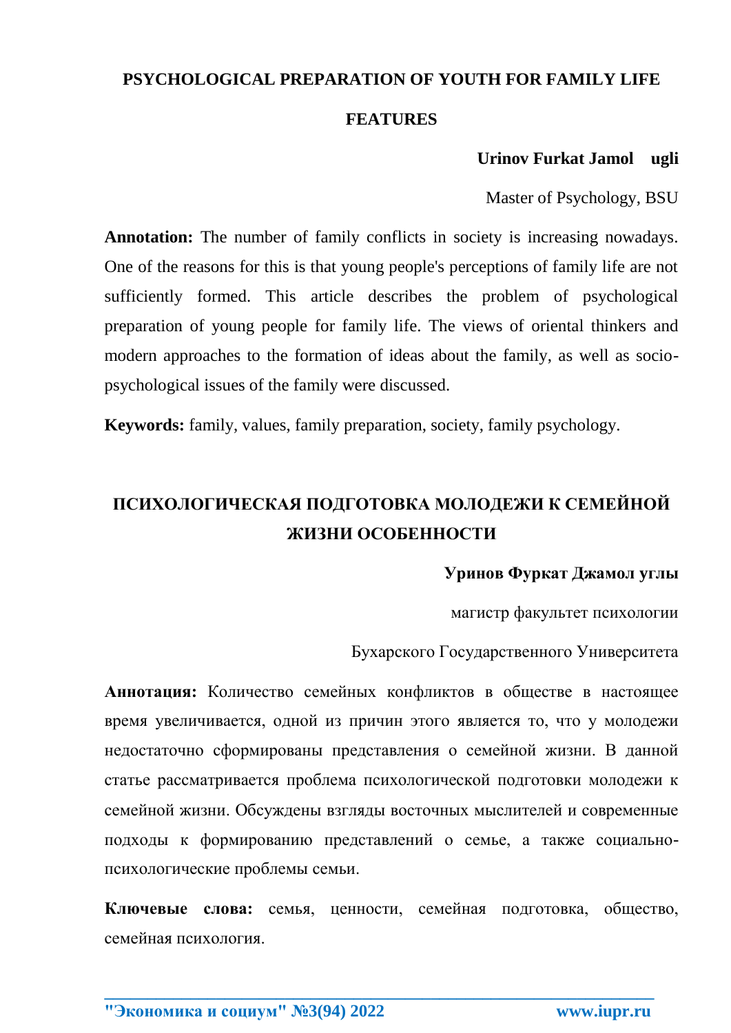# PSYCHOLOGICAL PREPARATION OF YOUTH FOR FAMILY LIFE FEATURES

**Urinov Furkat Jamol ugli**

Master of Psychology, BSU

**Annotation:** The number of family conflicts in society is increasing nowadays. One of the reasons for this is that young people's perceptions of family life are not sufficiently formed. This article describes the problem of psychological preparation of young people for family life. The views of oriental thinkers and modern approaches to the formation of ideas about the family, as well as socio-psychological issues of the family were discussed.

**Keywords:** family, values, family preparation, society, family psychology.

# ПСИХОЛОГИЧЕСКАЯ ПОДГОТОВКА МОЛОДЕЖИ К СЕМЕЙНОЙ ЖИЗНИ ОСОБЕННОСТИ

**Уринов Фуркат Джамол углы**

магистр факультет психологии

Бухарского Государственного Университета

**Аннотация:** Количество семейных конфликтов в обществе в настоящее время увеличивается, одной из причин этого является то, что у молодежи недостаточно сформированы представления о семейной жизни. В данной статье рассматривается проблема психологической подготовки молодежи к семейной жизни. Обсуждены взгляды восточных мыслителей и современные подходы к формированию представлений о семье, а также социально-психологические проблемы семьи.

**Ключевые слова:** семья, ценности, семейная подготовка, общество, семейная психология.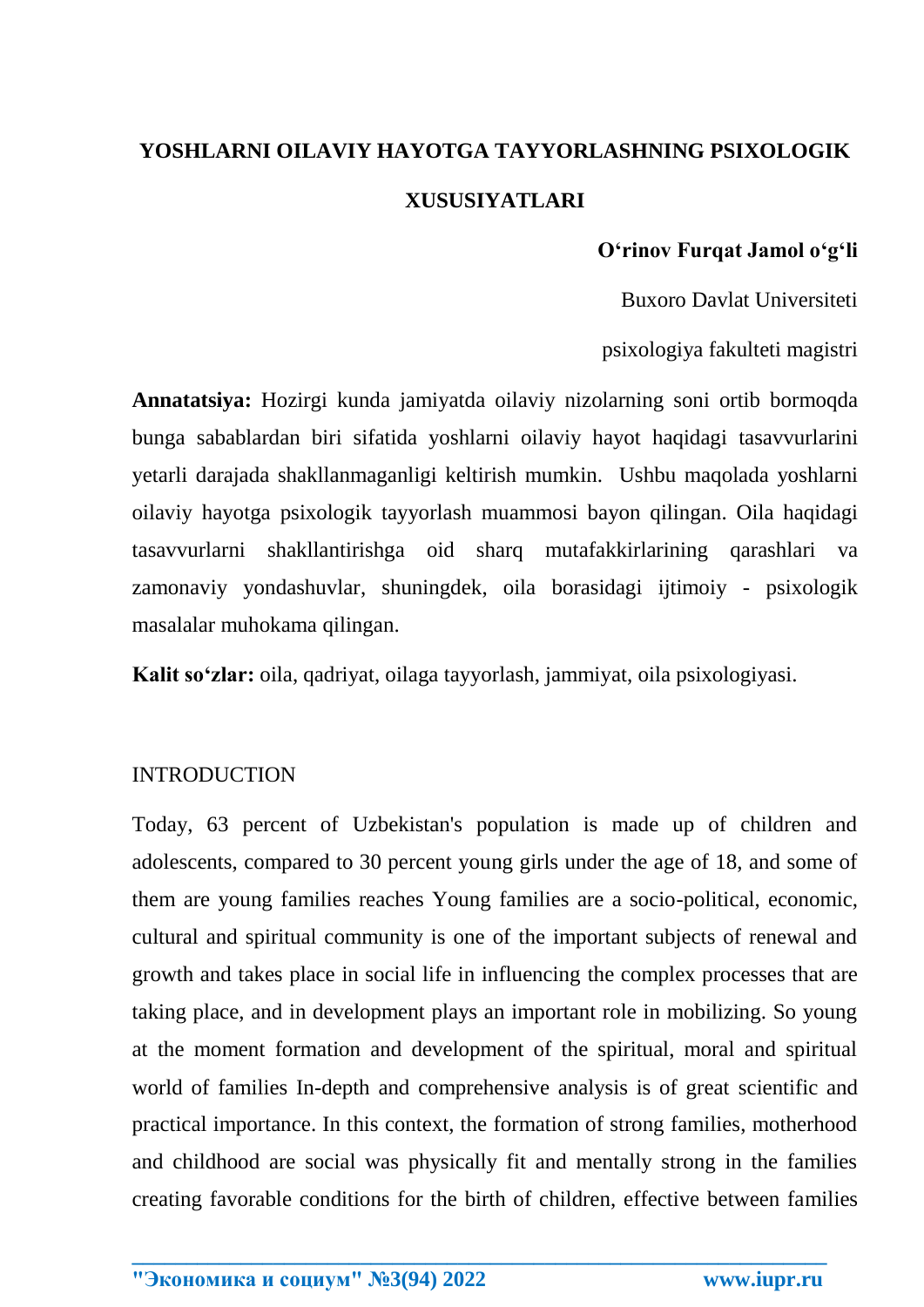# YOSHLARNI OILAVIY HAYOTGA TAYYORLASHNING PSIXOLOGIK XUSUSIYATLARI

**O'rinov Furqat Jamol o'g'li**

Buxoro Davlat Universiteti

psixologiya fakulteti magistri

**Annatatsiya:** Hozirgi kunda jamiyatda oilaviy nizolarning soni ortib bormoqda bunga sabablardan biri sifatida yoshlarni oilaviy hayot haqidagi tasavvurlarini yetarli darajada shakllanmaganligi keltirish mumkin. Ushbu maqolada yoshlarni oilaviy hayotga psixologik tayyorlash muammosi bayon qilingan. Oila haqidagi tasavvurlarni shakllantirishga oid sharq mutafakkirlarining qarashlari va zamonaviy yondashuvlar, shuningdek, oila borasidagi ijtimoiy - psixologik masalalar muhokama qilingan.

**Kalit so'zlar:** oila, qadriyat, oilaga tayyorlash, jammiyat, oila psixologiyasi.

## INTRODUCTION

Today, 63 percent of Uzbekistan's population is made up of children and adolescents, compared to 30 percent young girls under the age of 18, and some of them are young families reaches Young families are a socio-political, economic, cultural and spiritual community is one of the important subjects of renewal and growth and takes place in social life in influencing the complex processes that are taking place, and in development plays an important role in mobilizing. So young at the moment formation and development of the spiritual, moral and spiritual world of families In-depth and comprehensive analysis is of great scientific and practical importance. In this context, the formation of strong families, motherhood and childhood are social was physically fit and mentally strong in the families creating favorable conditions for the birth of children, effective between families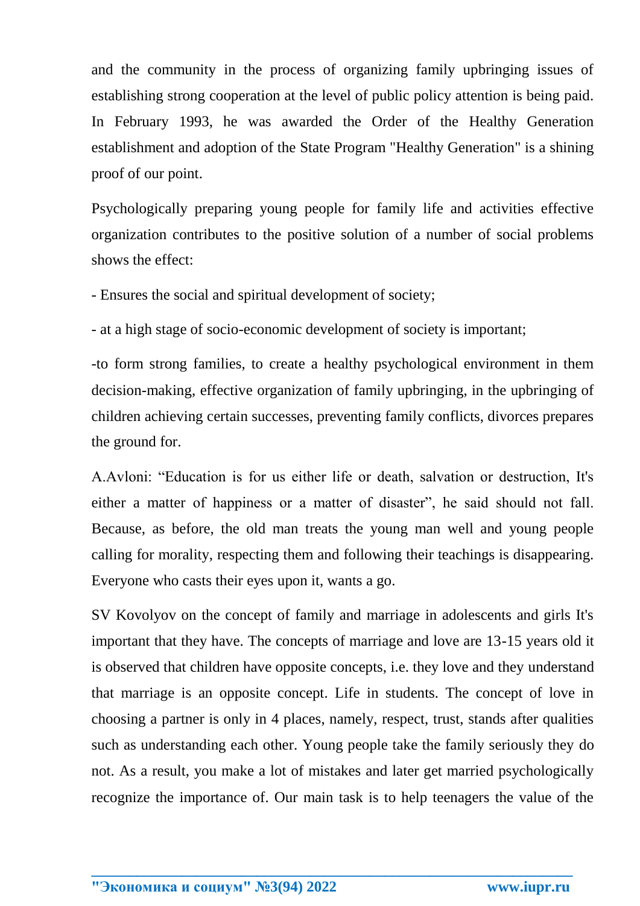and the community in the process of organizing family upbringing issues of establishing strong cooperation at the level of public policy attention is being paid. In February 1993, he was awarded the Order of the Healthy Generation establishment and adoption of the State Program "Healthy Generation" is a shining proof of our point.

Psychologically preparing young people for family life and activities effective organization contributes to the positive solution of a number of social problems shows the effect:

- Ensures the social and spiritual development of society;

- at a high stage of socio-economic development of society is important;

-to form strong families, to create a healthy psychological environment in them decision-making, effective organization of family upbringing, in the upbringing of children achieving certain successes, preventing family conflicts, divorces prepares the ground for.

A.Avloni: “Education is for us either life or death, salvation or destruction, It's either a matter of happiness or a matter of disaster”, he said should not fall. Because, as before, the old man treats the young man well and young people calling for morality, respecting them and following their teachings is disappearing. Everyone who casts their eyes upon it, wants a go.

SV Kovolyov on the concept of family and marriage in adolescents and girls It's important that they have. The concepts of marriage and love are 13-15 years old it is observed that children have opposite concepts, i.e. they love and they understand that marriage is an opposite concept. Life in students. The concept of love in choosing a partner is only in 4 places, namely, respect, trust, stands after qualities such as understanding each other. Young people take the family seriously they do not. As a result, you make a lot of mistakes and later get married psychologically recognize the importance of. Our main task is to help teenagers the value of the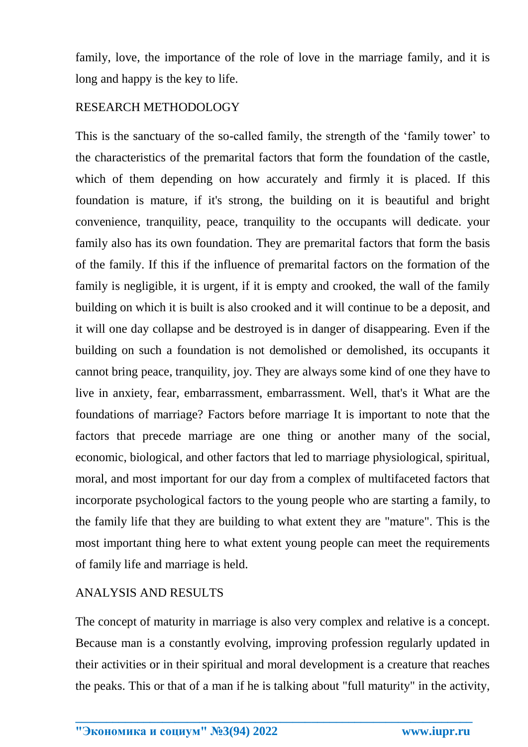family, love, the importance of the role of love in the marriage family, and it is long and happy is the key to life.

## RESEARCH METHODOLOGY

This is the sanctuary of the so-called family, the strength of the 'family tower' to the characteristics of the premarital factors that form the foundation of the castle, which of them depending on how accurately and firmly it is placed. If this foundation is mature, if it's strong, the building on it is beautiful and bright convenience, tranquility, peace, tranquility to the occupants will dedicate. your family also has its own foundation. They are premarital factors that form the basis of the family. If this if the influence of premarital factors on the formation of the family is negligible, it is urgent, if it is empty and crooked, the wall of the family building on which it is built is also crooked and it will continue to be a deposit, and it will one day collapse and be destroyed is in danger of disappearing. Even if the building on such a foundation is not demolished or demolished, its occupants it cannot bring peace, tranquility, joy. They are always some kind of one they have to live in anxiety, fear, embarrassment, embarrassment. Well, that's it What are the foundations of marriage? Factors before marriage It is important to note that the factors that precede marriage are one thing or another many of the social, economic, biological, and other factors that led to marriage physiological, spiritual, moral, and most important for our day from a complex of multifaceted factors that incorporate psychological factors to the young people who are starting a family, to the family life that they are building to what extent they are "mature". This is the most important thing here to what extent young people can meet the requirements of family life and marriage is held.

## ANALYSIS AND RESULTS

The concept of maturity in marriage is also very complex and relative is a concept. Because man is a constantly evolving, improving profession regularly updated in their activities or in their spiritual and moral development is a creature that reaches the peaks. This or that of a man if he is talking about "full maturity" in the activity,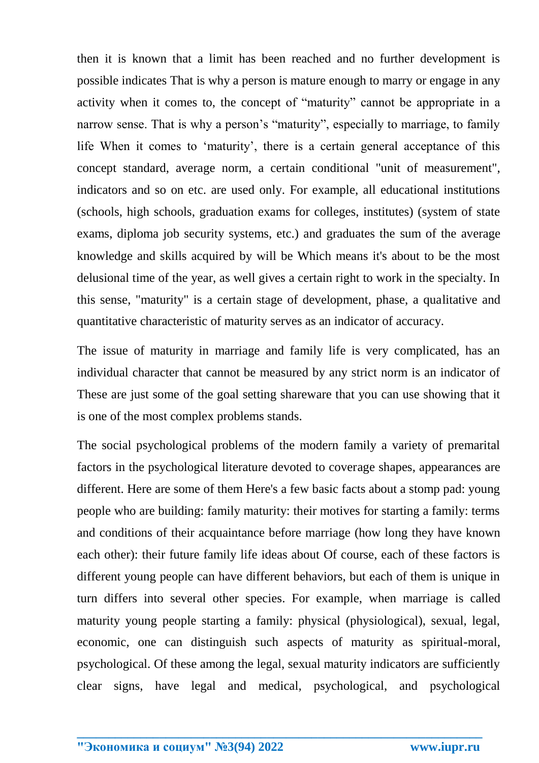then it is known that a limit has been reached and no further development is possible indicates That is why a person is mature enough to marry or engage in any activity when it comes to, the concept of “maturity” cannot be appropriate in a narrow sense. That is why a person’s “maturity”, especially to marriage, to family life When it comes to ‘maturity’, there is a certain general acceptance of this concept standard, average norm, a certain conditional "unit of measurement", indicators and so on etc. are used only. For example, all educational institutions (schools, high schools, graduation exams for colleges, institutes) (system of state exams, diploma job security systems, etc.) and graduates the sum of the average knowledge and skills acquired by will be Which means it's about to be the most delusional time of the year, as well gives a certain right to work in the specialty. In this sense, "maturity" is a certain stage of development, phase, a qualitative and quantitative characteristic of maturity serves as an indicator of accuracy.

The issue of maturity in marriage and family life is very complicated, has an individual character that cannot be measured by any strict norm is an indicator of These are just some of the goal setting shareware that you can use showing that it is one of the most complex problems stands.

The social psychological problems of the modern family a variety of premarital factors in the psychological literature devoted to coverage shapes, appearances are different. Here are some of them Here's a few basic facts about a stomp pad: young people who are building: family maturity: their motives for starting a family: terms and conditions of their acquaintance before marriage (how long they have known each other): their future family life ideas about Of course, each of these factors is different young people can have different behaviors, but each of them is unique in turn differs into several other species. For example, when marriage is called maturity young people starting a family: physical (physiological), sexual, legal, economic, one can distinguish such aspects of maturity as spiritual-moral, psychological. Of these among the legal, sexual maturity indicators are sufficiently clear signs, have legal and medical, psychological, and psychological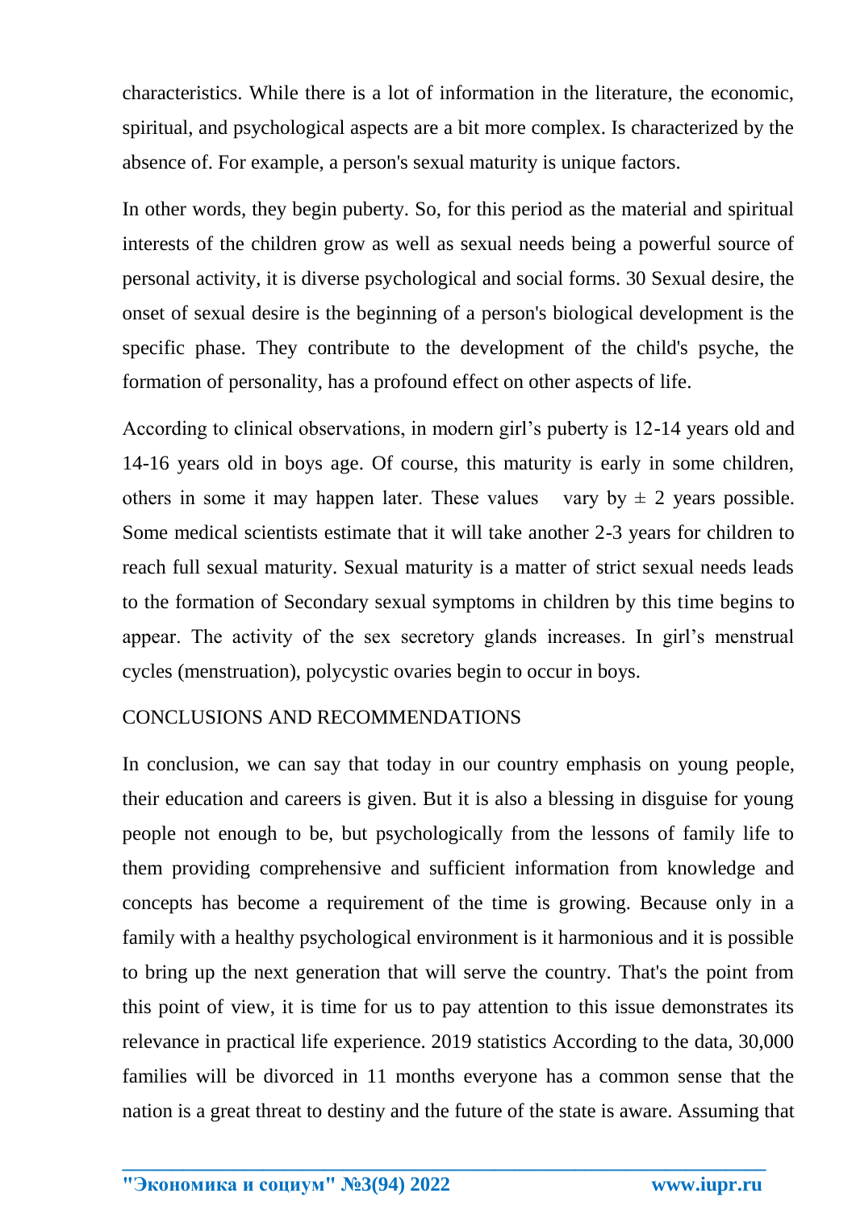characteristics. While there is a lot of information in the literature, the economic, spiritual, and psychological aspects are a bit more complex. Is characterized by the absence of. For example, a person's sexual maturity is unique factors.

In other words, they begin puberty. So, for this period as the material and spiritual interests of the children grow as well as sexual needs being a powerful source of personal activity, it is diverse psychological and social forms. 30 Sexual desire, the onset of sexual desire is the beginning of a person's biological development is the specific phase. They contribute to the development of the child's psyche, the formation of personality, has a profound effect on other aspects of life.

According to clinical observations, in modern girl's puberty is 12-14 years old and 14-16 years old in boys age. Of course, this maturity is early in some children, others in some it may happen later. These values vary by ± 2 years possible. Some medical scientists estimate that it will take another 2-3 years for children to reach full sexual maturity. Sexual maturity is a matter of strict sexual needs leads to the formation of Secondary sexual symptoms in children by this time begins to appear. The activity of the sex secretory glands increases. In girl's menstrual cycles (menstruation), polycystic ovaries begin to occur in boys.

## CONCLUSIONS AND RECOMMENDATIONS

In conclusion, we can say that today in our country emphasis on young people, their education and careers is given. But it is also a blessing in disguise for young people not enough to be, but psychologically from the lessons of family life to them providing comprehensive and sufficient information from knowledge and concepts has become a requirement of the time is growing. Because only in a family with a healthy psychological environment is it harmonious and it is possible to bring up the next generation that will serve the country. That's the point from this point of view, it is time for us to pay attention to this issue demonstrates its relevance in practical life experience. 2019 statistics According to the data, 30,000 families will be divorced in 11 months everyone has a common sense that the nation is a great threat to destiny and the future of the state is aware. Assuming that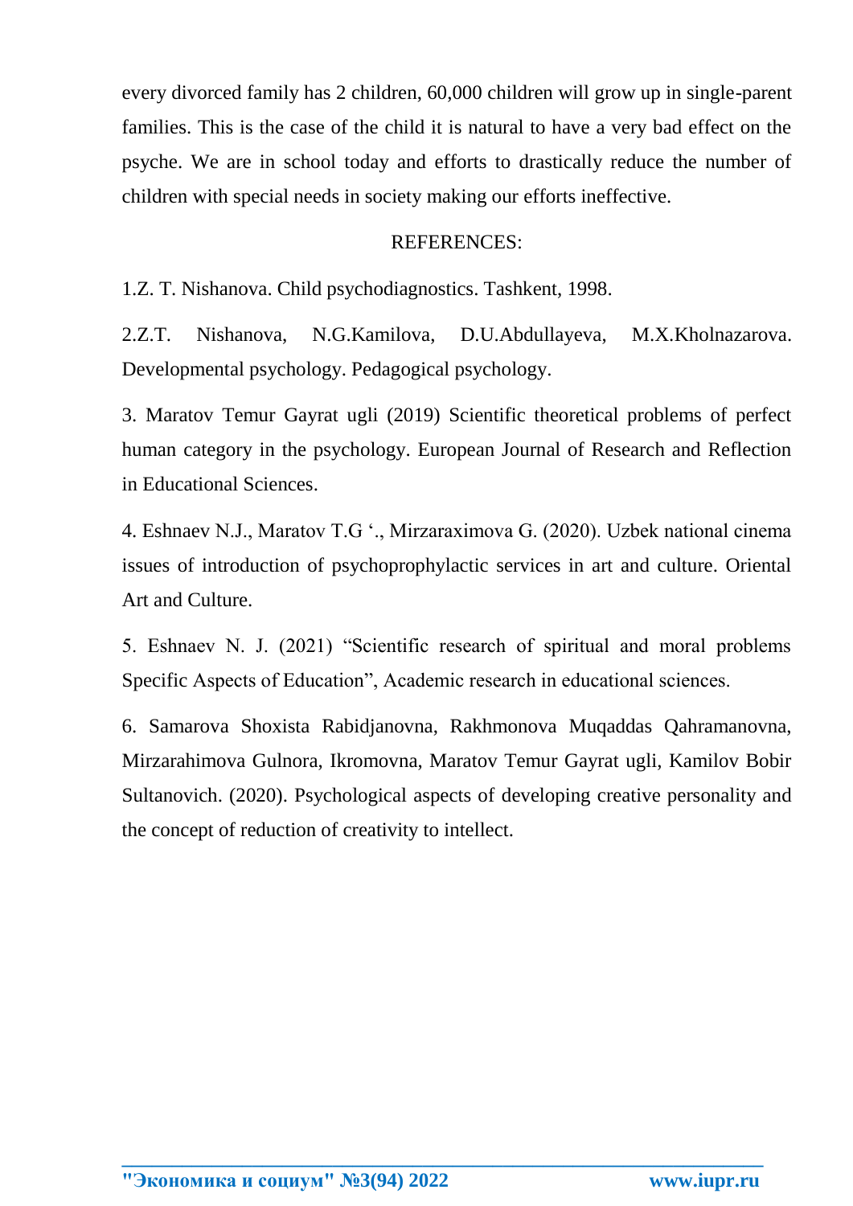every divorced family has 2 children, 60,000 children will grow up in single-parent families. This is the case of the child it is natural to have a very bad effect on the psyche. We are in school today and efforts to drastically reduce the number of children with special needs in society making our efforts ineffective.

## REFERENCES:

1.Z. T. Nishanova. Child psychodiagnostics. Tashkent, 1998.

2.Z.T. Nishanova, N.G.Kamilova, D.U.Abdullayeva, M.X.Kholnazarova. Developmental psychology. Pedagogical psychology.

3. Maratov Temur Gayrat ugli (2019) Scientific theoretical problems of perfect human category in the psychology. European Journal of Research and Reflection in Educational Sciences.

4. Eshnaev N.J., Maratov T.G ‘., Mirzaraximova G. (2020). Uzbek national cinema issues of introduction of psychoprophylactic services in art and culture. Oriental Art and Culture.

5. Eshnaev N. J. (2021) “Scientific research of spiritual and moral problems Specific Aspects of Education”, Academic research in educational sciences.

6. Samarova Shoxista Rabidjanovna, Rakhmonova Muqaddas Qahramanovna, Mirzarahimova Gulnora, Ikromovna, Maratov Temur Gayrat ugli, Kamilov Bobir Sultanovich. (2020). Psychological aspects of developing creative personality and the concept of reduction of creativity to intellect.